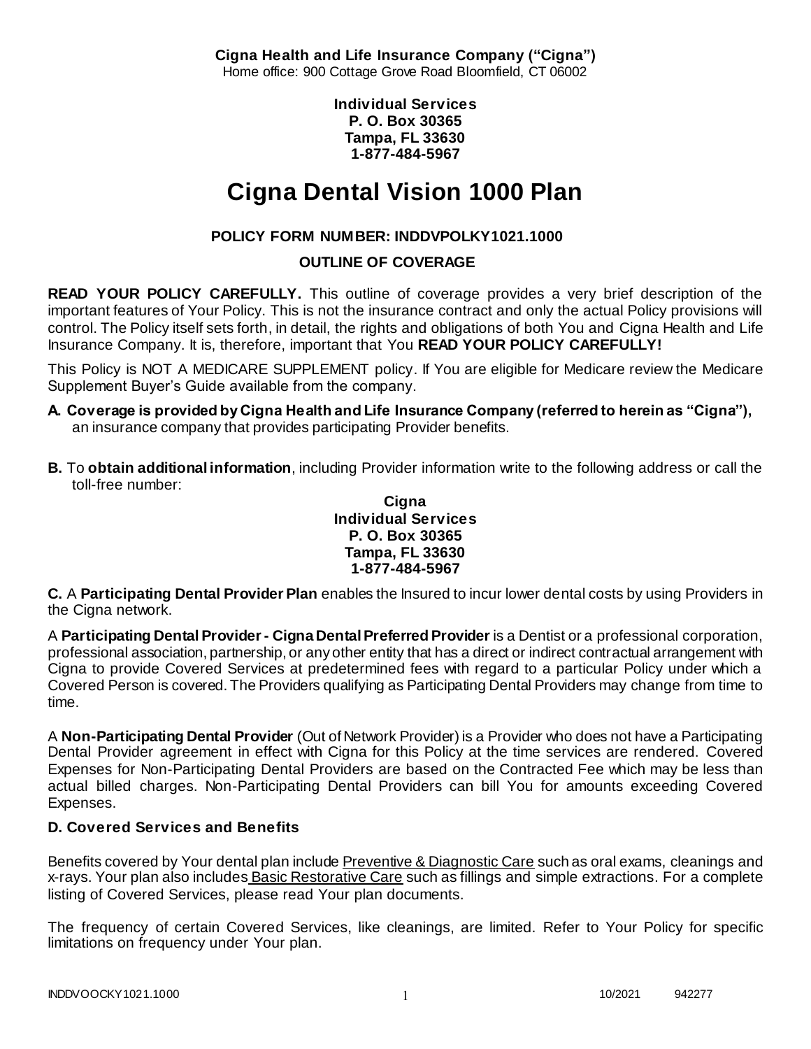**Cigna Health and Life Insurance Company ("Cigna")**
Home office: 900 Cottage Grove Road Bloomfield, CT 06002

**Individual Services**
**P. O. Box 30365**
**Tampa, FL 33630**
**1-877-484-5967**

# Cigna Dental Vision 1000 Plan

**POLICY FORM NUMBER: INDDVPOLKY1021.1000**

**OUTLINE OF COVERAGE**

**READ YOUR POLICY CAREFULLY.** This outline of coverage provides a very brief description of the important features of Your Policy. This is not the insurance contract and only the actual Policy provisions will control. The Policy itself sets forth, in detail, the rights and obligations of both You and Cigna Health and Life Insurance Company. It is, therefore, important that You **READ YOUR POLICY CAREFULLY!**

This Policy is NOT A MEDICARE SUPPLEMENT policy. If You are eligible for Medicare review the Medicare Supplement Buyer's Guide available from the company.

**A. Coverage is provided by Cigna Health and Life Insurance Company (referred to herein as "Cigna"),** an insurance company that provides participating Provider benefits.

**B.** To **obtain additional information**, including Provider information write to the following address or call the toll-free number:

**Cigna**
**Individual Services**
**P. O. Box 30365**
**Tampa, FL 33630**
**1-877-484-5967**

**C.** A **Participating Dental Provider Plan** enables the Insured to incur lower dental costs by using Providers in the Cigna network.

A **Participating Dental Provider - Cigna Dental Preferred Provider** is a Dentist or a professional corporation, professional association, partnership, or any other entity that has a direct or indirect contractual arrangement with Cigna to provide Covered Services at predetermined fees with regard to a particular Policy under which a Covered Person is covered. The Providers qualifying as Participating Dental Providers may change from time to time.

A **Non-Participating Dental Provider** (Out of Network Provider) is a Provider who does not have a Participating Dental Provider agreement in effect with Cigna for this Policy at the time services are rendered. Covered Expenses for Non-Participating Dental Providers are based on the Contracted Fee which may be less than actual billed charges. Non-Participating Dental Providers can bill You for amounts exceeding Covered Expenses.

### D. Covered Services and Benefits

Benefits covered by Your dental plan include Preventive & Diagnostic Care such as oral exams, cleanings and x-rays. Your plan also includes Basic Restorative Care such as fillings and simple extractions. For a complete listing of Covered Services, please read Your plan documents.

The frequency of certain Covered Services, like cleanings, are limited. Refer to Your Policy for specific limitations on frequency under Your plan.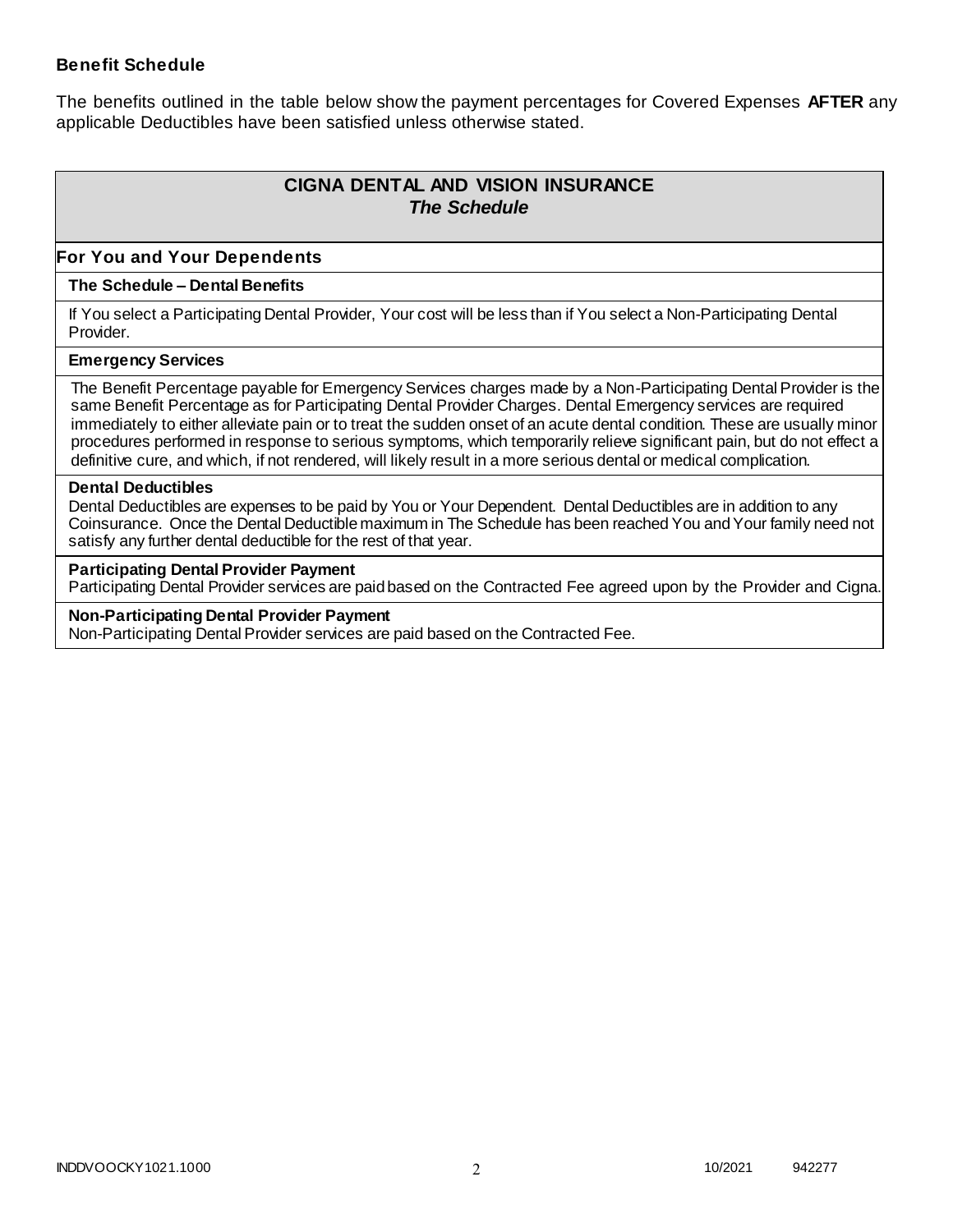**Benefit Schedule**

The benefits outlined in the table below show the payment percentages for Covered Expenses **AFTER** any applicable Deductibles have been satisfied unless otherwise stated.

## CIGNA DENTAL AND VISION INSURANCE
### *The Schedule*

**For You and Your Dependents**

**The Schedule – Dental Benefits**

If You select a Participating Dental Provider, Your cost will be less than if You select a Non-Participating Dental Provider.

**Emergency Services**

The Benefit Percentage payable for Emergency Services charges made by a Non-Participating Dental Provider is the same Benefit Percentage as for Participating Dental Provider Charges. Dental Emergency services are required immediately to either alleviate pain or to treat the sudden onset of an acute dental condition. These are usually minor procedures performed in response to serious symptoms, which temporarily relieve significant pain, but do not effect a definitive cure, and which, if not rendered, will likely result in a more serious dental or medical complication.

**Dental Deductibles**

Dental Deductibles are expenses to be paid by You or Your Dependent. Dental Deductibles are in addition to any Coinsurance. Once the Dental Deductible maximum in The Schedule has been reached You and Your family need not satisfy any further dental deductible for the rest of that year.

**Participating Dental Provider Payment**

Participating Dental Provider services are paid based on the Contracted Fee agreed upon by the Provider and Cigna.

**Non-Participating Dental Provider Payment**

Non-Participating Dental Provider services are paid based on the Contracted Fee.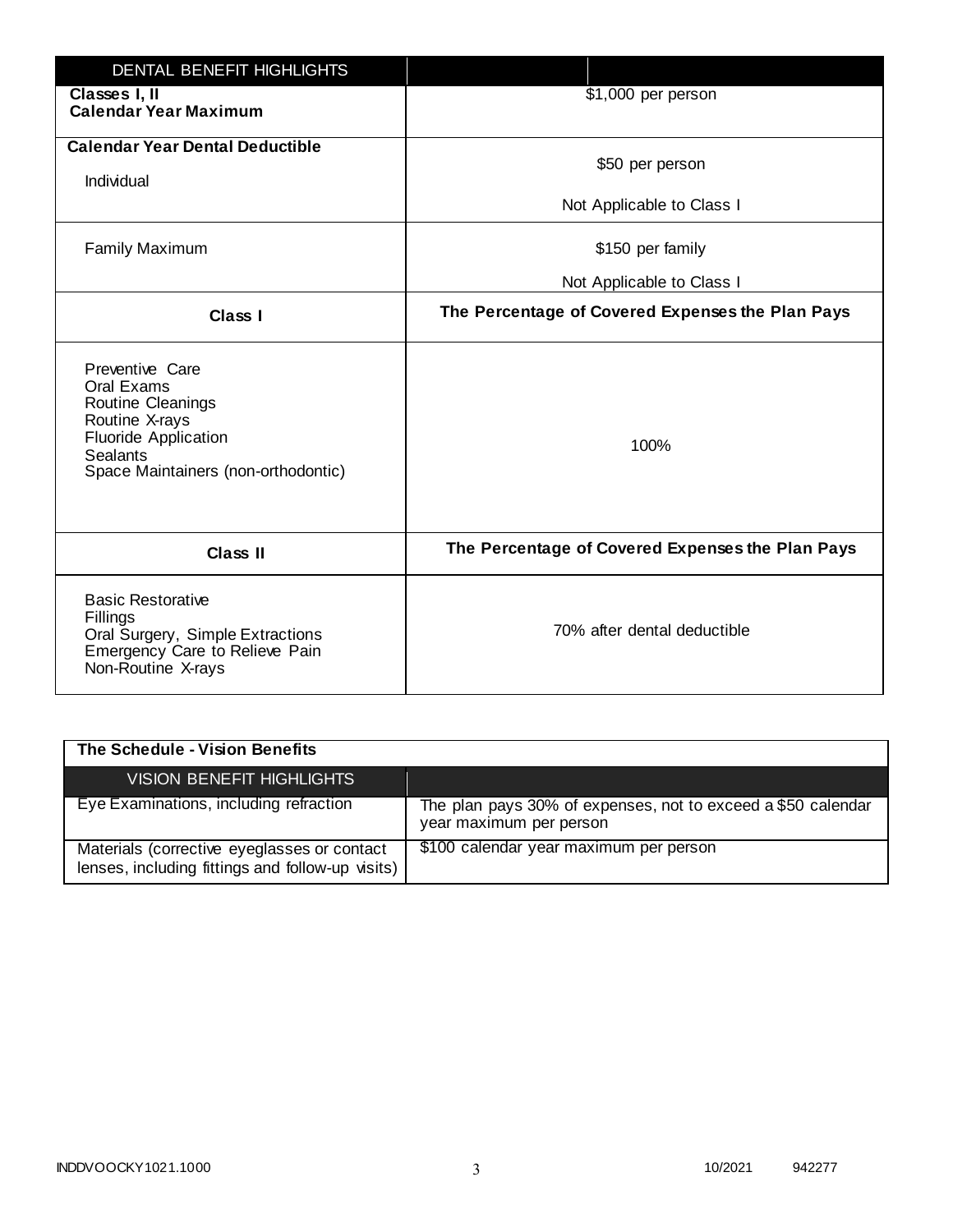| DENTAL BENEFIT HIGHLIGHTS | |
|---|---|
| **Classes I, II**<br>**Calendar Year Maximum** | $1,000 per person |
| **Calendar Year Dental Deductible**<br>Individual | $50 per person<br>Not Applicable to Class I |
| Family Maximum | $150 per family<br>Not Applicable to Class I |
| **Class I** | **The Percentage of Covered Expenses the Plan Pays** |
| Preventive Care<br>Oral Exams<br>Routine Cleanings<br>Routine X-rays<br>Fluoride Application<br>Sealants<br>Space Maintainers (non-orthodontic) | 100% |
| **Class II** | **The Percentage of Covered Expenses the Plan Pays** |
| Basic Restorative<br>Fillings<br>Oral Surgery, Simple Extractions<br>Emergency Care to Relieve Pain<br>Non-Routine X-rays | 70% after dental deductible |

**The Schedule - Vision Benefits**

| VISION BENEFIT HIGHLIGHTS | |
|---|---|
| Eye Examinations, including refraction | The plan pays 30% of expenses, not to exceed a $50 calendar year maximum per person |
| Materials (corrective eyeglasses or contact lenses, including fittings and follow-up visits) | $100 calendar year maximum per person |

INDDVOOCKY1021.1000 10/2021 942277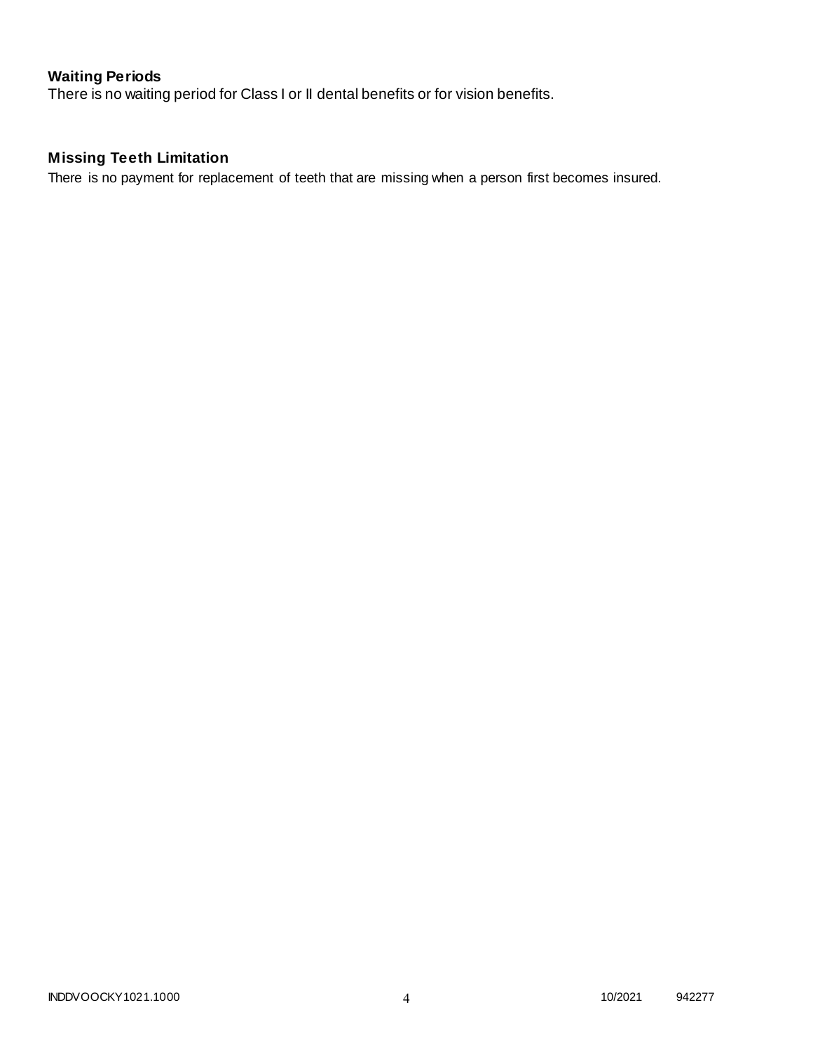## Waiting Periods

There is no waiting period for Class I or II dental benefits or for vision benefits.

## Missing Teeth Limitation

There is no payment for replacement of teeth that are missing when a person first becomes insured.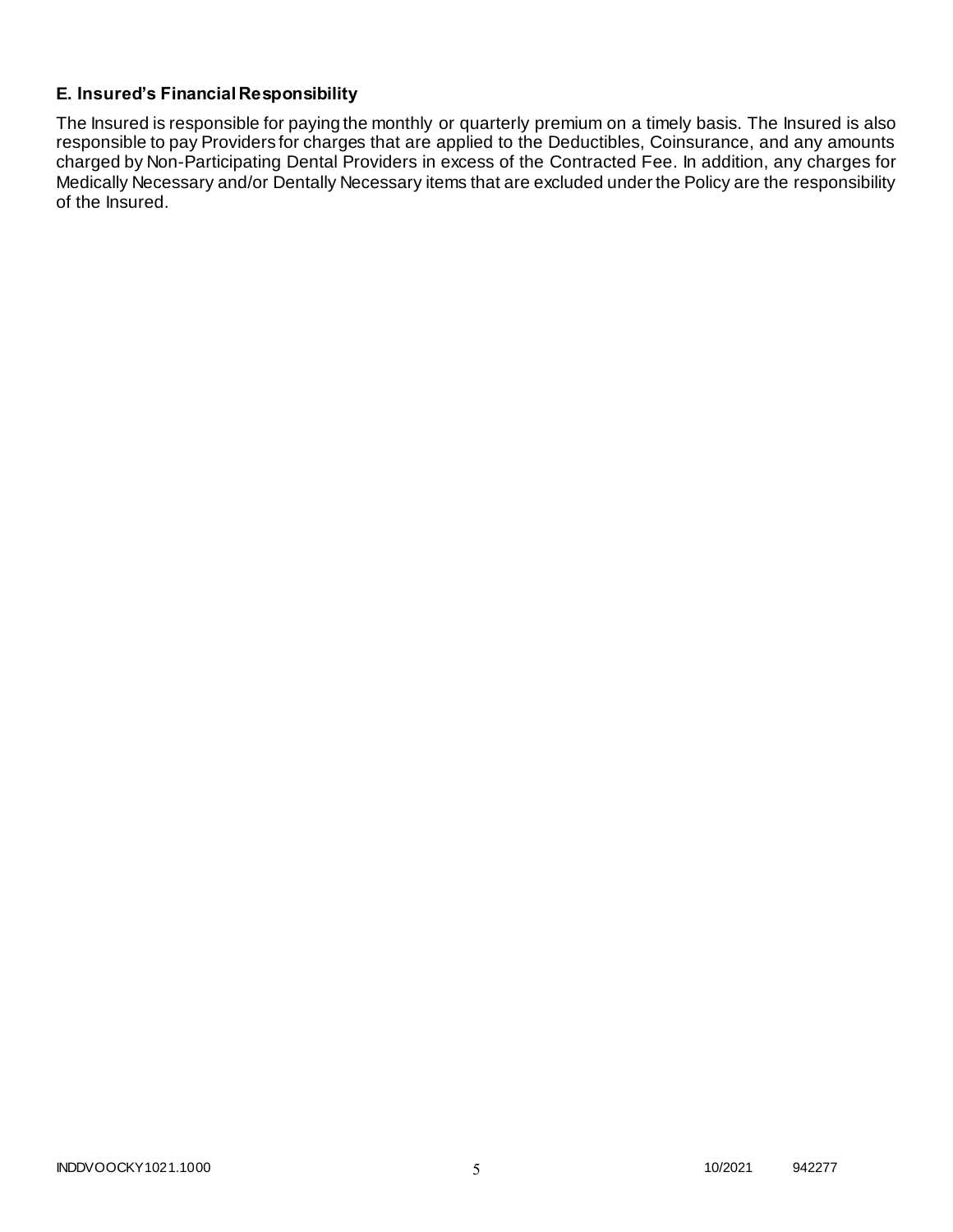### E. Insured's Financial Responsibility

The Insured is responsible for paying the monthly or quarterly premium on a timely basis. The Insured is also responsible to pay Providers for charges that are applied to the Deductibles, Coinsurance, and any amounts charged by Non-Participating Dental Providers in excess of the Contracted Fee. In addition, any charges for Medically Necessary and/or Dentally Necessary items that are excluded under the Policy are the responsibility of the Insured.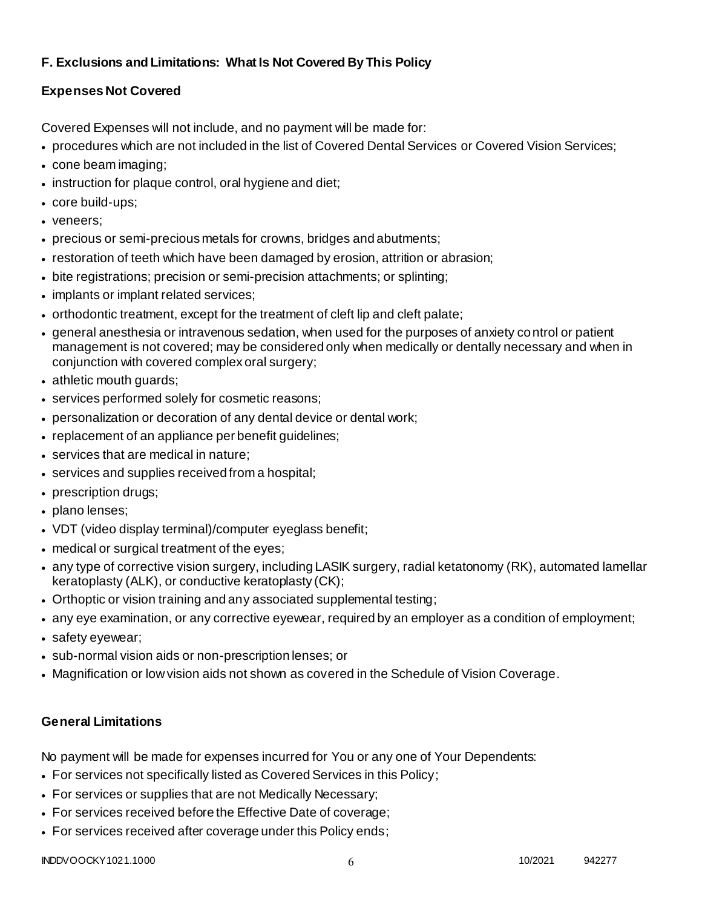### F. Exclusions and Limitations: What Is Not Covered By This Policy

#### Expenses Not Covered

Covered Expenses will not include, and no payment will be made for:

- procedures which are not included in the list of Covered Dental Services or Covered Vision Services;
- cone beam imaging;
- instruction for plaque control, oral hygiene and diet;
- core build-ups;
- veneers;
- precious or semi-precious metals for crowns, bridges and abutments;
- restoration of teeth which have been damaged by erosion, attrition or abrasion;
- bite registrations; precision or semi-precision attachments; or splinting;
- implants or implant related services;
- orthodontic treatment, except for the treatment of cleft lip and cleft palate;
- general anesthesia or intravenous sedation, when used for the purposes of anxiety control or patient management is not covered; may be considered only when medically or dentally necessary and when in conjunction with covered complex oral surgery;
- athletic mouth guards;
- services performed solely for cosmetic reasons;
- personalization or decoration of any dental device or dental work;
- replacement of an appliance per benefit guidelines;
- services that are medical in nature;
- services and supplies received from a hospital;
- prescription drugs;
- plano lenses;
- VDT (video display terminal)/computer eyeglass benefit;
- medical or surgical treatment of the eyes;
- any type of corrective vision surgery, including LASIK surgery, radial ketatonomy (RK), automated lamellar keratoplasty (ALK), or conductive keratoplasty (CK);
- Orthoptic or vision training and any associated supplemental testing;
- any eye examination, or any corrective eyewear, required by an employer as a condition of employment;
- safety eyewear;
- sub-normal vision aids or non-prescription lenses; or
- Magnification or low vision aids not shown as covered in the Schedule of Vision Coverage.

#### General Limitations

No payment will be made for expenses incurred for You or any one of Your Dependents:

- For services not specifically listed as Covered Services in this Policy;
- For services or supplies that are not Medically Necessary;
- For services received before the Effective Date of coverage;
- For services received after coverage under this Policy ends;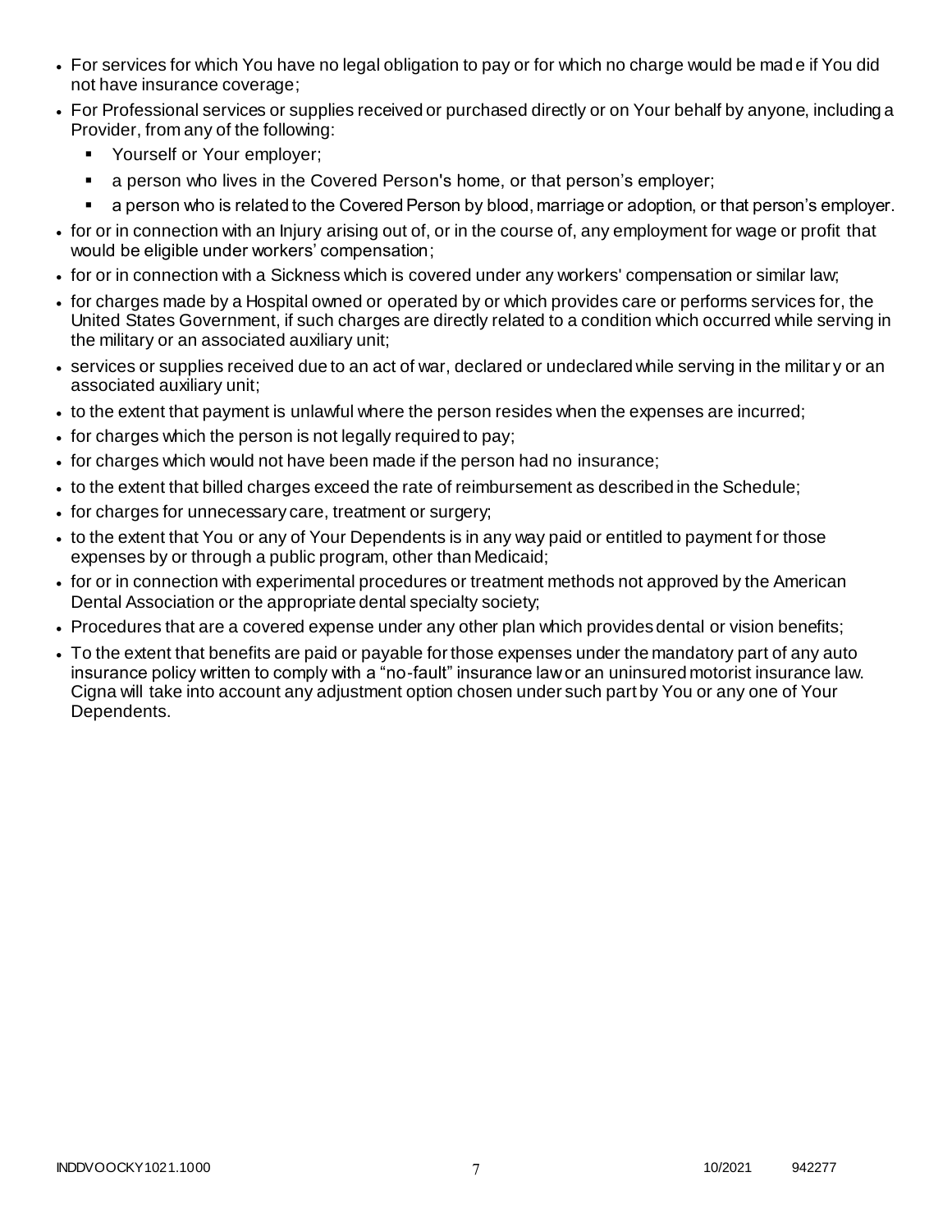- For services for which You have no legal obligation to pay or for which no charge would be made if You did not have insurance coverage;
- For Professional services or supplies received or purchased directly or on Your behalf by anyone, including a Provider, from any of the following:
  - Yourself or Your employer;
  - a person who lives in the Covered Person's home, or that person's employer;
  - a person who is related to the Covered Person by blood, marriage or adoption, or that person's employer.
- for or in connection with an Injury arising out of, or in the course of, any employment for wage or profit that would be eligible under workers' compensation;
- for or in connection with a Sickness which is covered under any workers' compensation or similar law;
- for charges made by a Hospital owned or operated by or which provides care or performs services for, the United States Government, if such charges are directly related to a condition which occurred while serving in the military or an associated auxiliary unit;
- services or supplies received due to an act of war, declared or undeclared while serving in the military or an associated auxiliary unit;
- to the extent that payment is unlawful where the person resides when the expenses are incurred;
- for charges which the person is not legally required to pay;
- for charges which would not have been made if the person had no insurance;
- to the extent that billed charges exceed the rate of reimbursement as described in the Schedule;
- for charges for unnecessary care, treatment or surgery;
- to the extent that You or any of Your Dependents is in any way paid or entitled to payment for those expenses by or through a public program, other than Medicaid;
- for or in connection with experimental procedures or treatment methods not approved by the American Dental Association or the appropriate dental specialty society;
- Procedures that are a covered expense under any other plan which provides dental or vision benefits;
- To the extent that benefits are paid or payable for those expenses under the mandatory part of any auto insurance policy written to comply with a "no-fault" insurance law or an uninsured motorist insurance law. Cigna will take into account any adjustment option chosen under such part by You or any one of Your Dependents.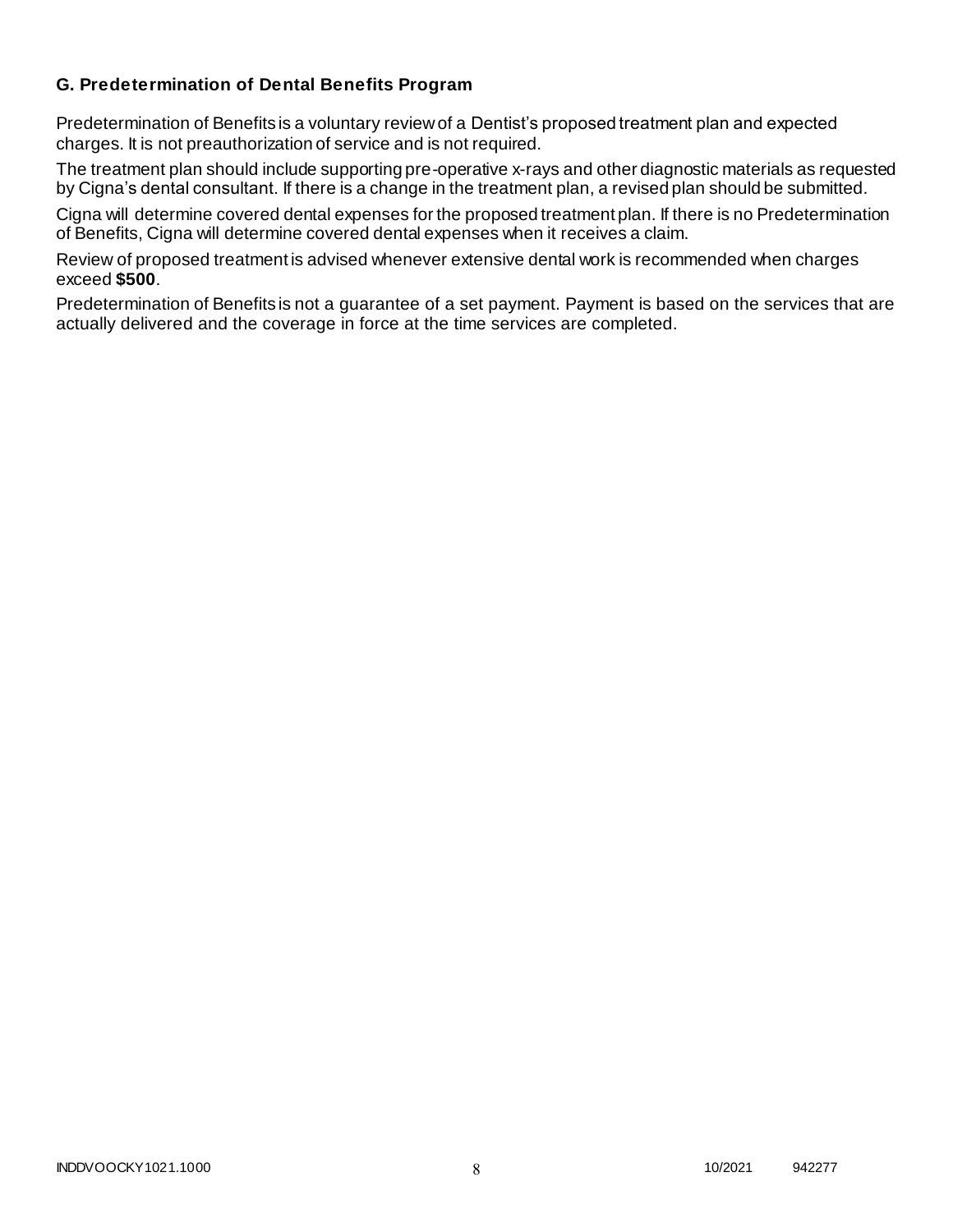**G. Predetermination of Dental Benefits Program**

Predetermination of Benefits is a voluntary review of a Dentist's proposed treatment plan and expected charges. It is not preauthorization of service and is not required.

The treatment plan should include supporting pre-operative x-rays and other diagnostic materials as requested by Cigna's dental consultant. If there is a change in the treatment plan, a revised plan should be submitted.

Cigna will determine covered dental expenses for the proposed treatment plan. If there is no Predetermination of Benefits, Cigna will determine covered dental expenses when it receives a claim.

Review of proposed treatment is advised whenever extensive dental work is recommended when charges exceed **$500**.

Predetermination of Benefits is not a guarantee of a set payment. Payment is based on the services that are actually delivered and the coverage in force at the time services are completed.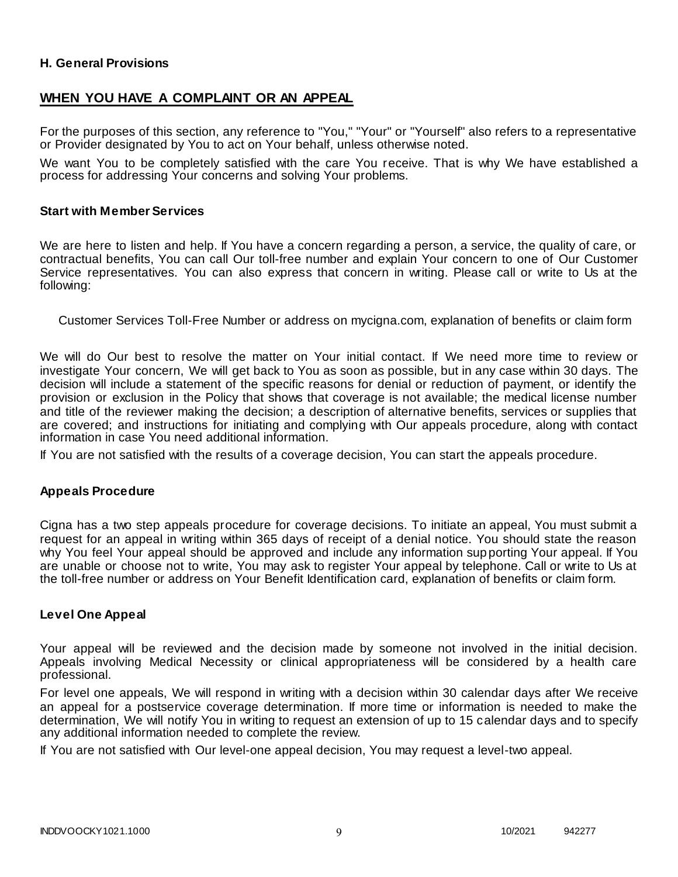### H. General Provisions

## WHEN YOU HAVE A COMPLAINT OR AN APPEAL

For the purposes of this section, any reference to "You," "Your" or "Yourself" also refers to a representative or Provider designated by You to act on Your behalf, unless otherwise noted.

We want You to be completely satisfied with the care You receive. That is why We have established a process for addressing Your concerns and solving Your problems.

### Start with Member Services

We are here to listen and help. If You have a concern regarding a person, a service, the quality of care, or contractual benefits, You can call Our toll-free number and explain Your concern to one of Our Customer Service representatives. You can also express that concern in writing. Please call or write to Us at the following:

Customer Services Toll-Free Number or address on mycigna.com, explanation of benefits or claim form

We will do Our best to resolve the matter on Your initial contact. If We need more time to review or investigate Your concern, We will get back to You as soon as possible, but in any case within 30 days. The decision will include a statement of the specific reasons for denial or reduction of payment, or identify the provision or exclusion in the Policy that shows that coverage is not available; the medical license number and title of the reviewer making the decision; a description of alternative benefits, services or supplies that are covered; and instructions for initiating and complying with Our appeals procedure, along with contact information in case You need additional information.

If You are not satisfied with the results of a coverage decision, You can start the appeals procedure.

### Appeals Procedure

Cigna has a two step appeals procedure for coverage decisions. To initiate an appeal, You must submit a request for an appeal in writing within 365 days of receipt of a denial notice. You should state the reason why You feel Your appeal should be approved and include any information supporting Your appeal. If You are unable or choose not to write, You may ask to register Your appeal by telephone. Call or write to Us at the toll-free number or address on Your Benefit Identification card, explanation of benefits or claim form.

### Level One Appeal

Your appeal will be reviewed and the decision made by someone not involved in the initial decision. Appeals involving Medical Necessity or clinical appropriateness will be considered by a health care professional.

For level one appeals, We will respond in writing with a decision within 30 calendar days after We receive an appeal for a postservice coverage determination. If more time or information is needed to make the determination, We will notify You in writing to request an extension of up to 15 calendar days and to specify any additional information needed to complete the review.

If You are not satisfied with Our level-one appeal decision, You may request a level-two appeal.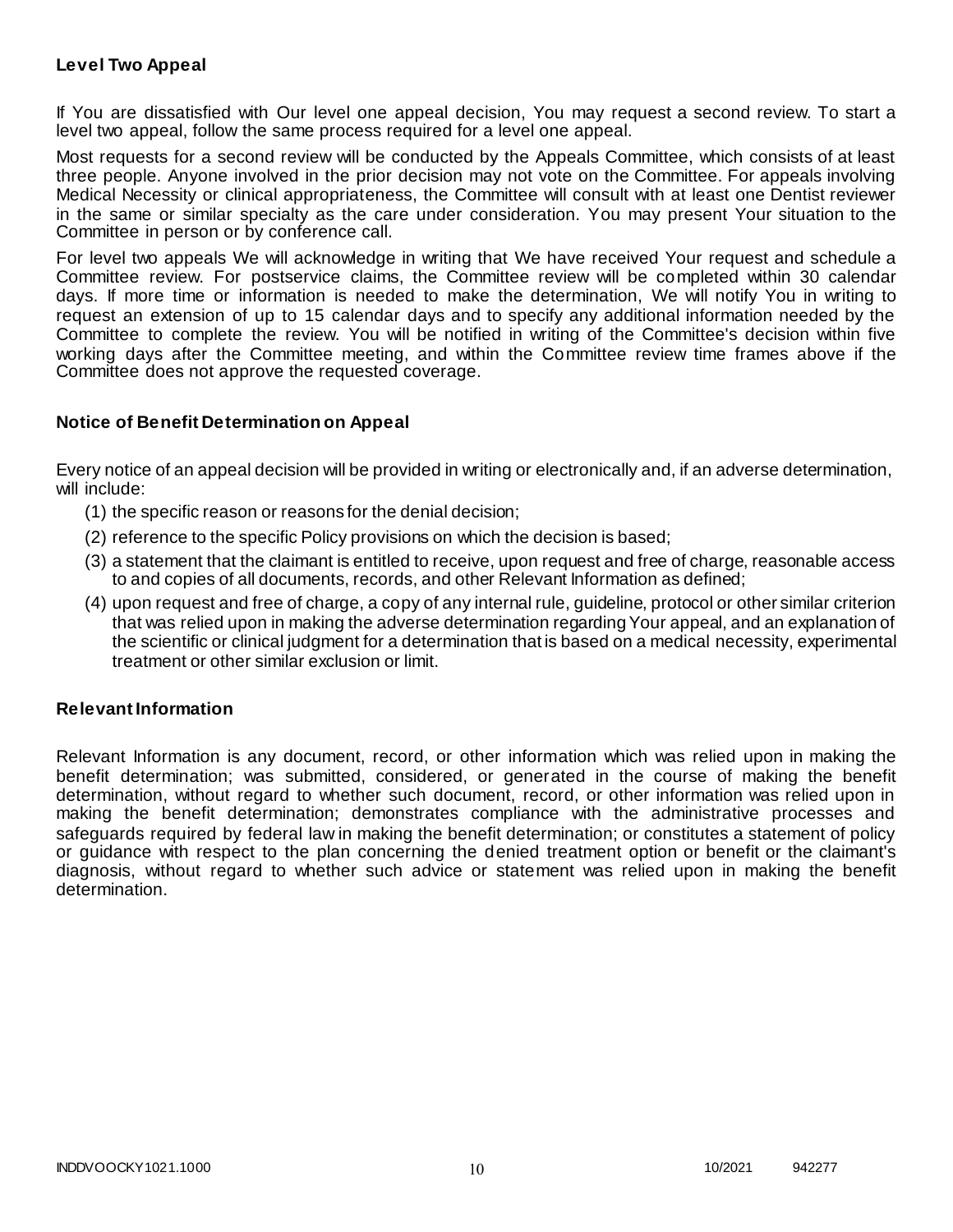### Level Two Appeal

If You are dissatisfied with Our level one appeal decision, You may request a second review. To start a level two appeal, follow the same process required for a level one appeal.

Most requests for a second review will be conducted by the Appeals Committee, which consists of at least three people. Anyone involved in the prior decision may not vote on the Committee. For appeals involving Medical Necessity or clinical appropriateness, the Committee will consult with at least one Dentist reviewer in the same or similar specialty as the care under consideration. You may present Your situation to the Committee in person or by conference call.

For level two appeals We will acknowledge in writing that We have received Your request and schedule a Committee review. For postservice claims, the Committee review will be completed within 30 calendar days. If more time or information is needed to make the determination, We will notify You in writing to request an extension of up to 15 calendar days and to specify any additional information needed by the Committee to complete the review. You will be notified in writing of the Committee's decision within five working days after the Committee meeting, and within the Committee review time frames above if the Committee does not approve the requested coverage.

### Notice of Benefit Determination on Appeal

Every notice of an appeal decision will be provided in writing or electronically and, if an adverse determination, will include:

(1) the specific reason or reasons for the denial decision;

(2) reference to the specific Policy provisions on which the decision is based;

(3) a statement that the claimant is entitled to receive, upon request and free of charge, reasonable access to and copies of all documents, records, and other Relevant Information as defined;

(4) upon request and free of charge, a copy of any internal rule, guideline, protocol or other similar criterion that was relied upon in making the adverse determination regarding Your appeal, and an explanation of the scientific or clinical judgment for a determination that is based on a medical necessity, experimental treatment or other similar exclusion or limit.

### Relevant Information

Relevant Information is any document, record, or other information which was relied upon in making the benefit determination; was submitted, considered, or generated in the course of making the benefit determination, without regard to whether such document, record, or other information was relied upon in making the benefit determination; demonstrates compliance with the administrative processes and safeguards required by federal law in making the benefit determination; or constitutes a statement of policy or guidance with respect to the plan concerning the denied treatment option or benefit or the claimant's diagnosis, without regard to whether such advice or statement was relied upon in making the benefit determination.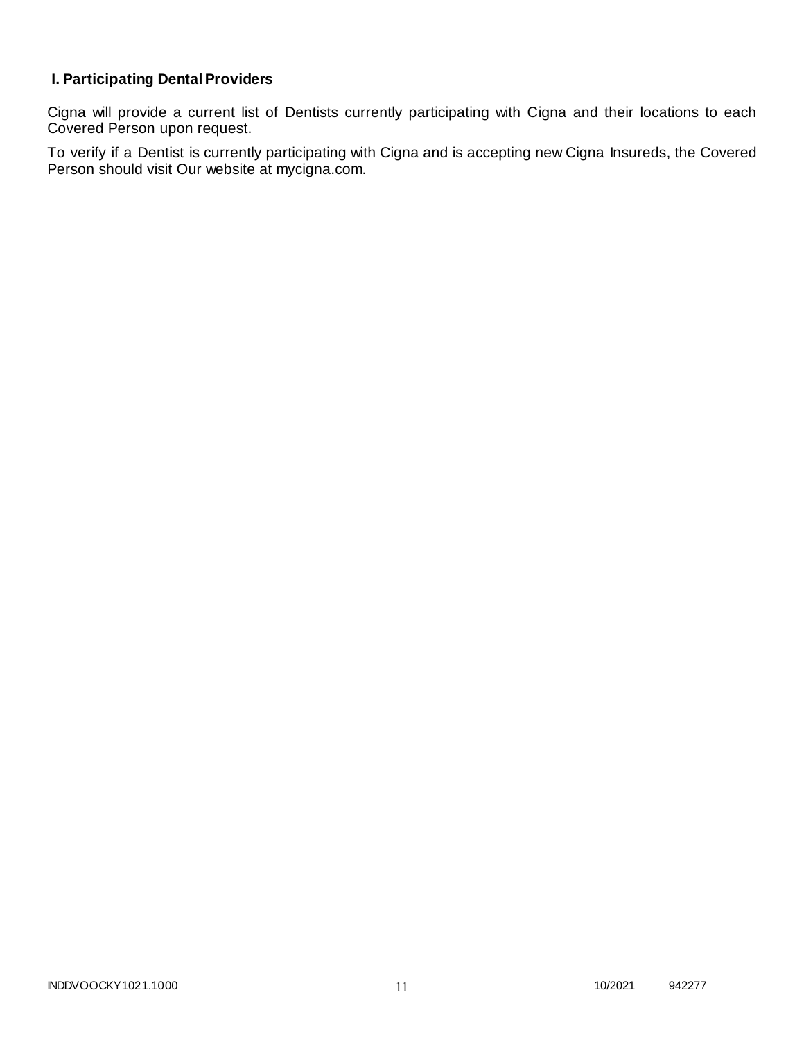## I. Participating Dental Providers

Cigna will provide a current list of Dentists currently participating with Cigna and their locations to each Covered Person upon request.

To verify if a Dentist is currently participating with Cigna and is accepting new Cigna Insureds, the Covered Person should visit Our website at mycigna.com.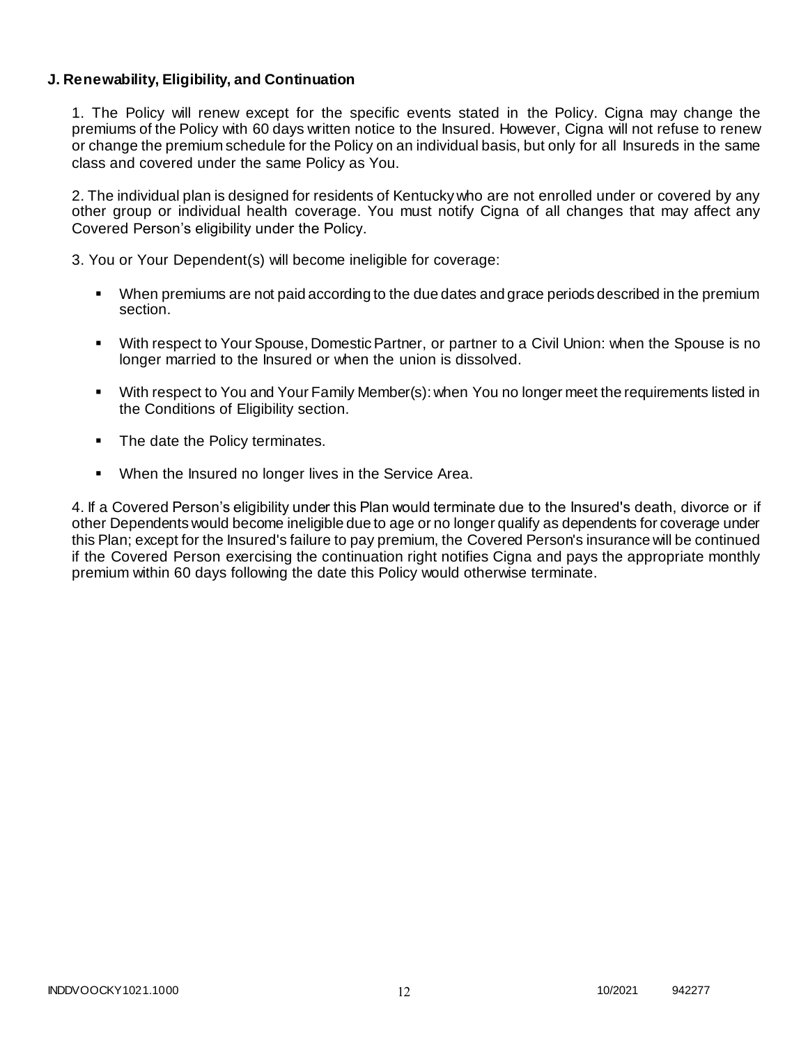**J. Renewability, Eligibility, and Continuation**

1. The Policy will renew except for the specific events stated in the Policy. Cigna may change the premiums of the Policy with 60 days written notice to the Insured. However, Cigna will not refuse to renew or change the premium schedule for the Policy on an individual basis, but only for all Insureds in the same class and covered under the same Policy as You.

2. The individual plan is designed for residents of Kentucky who are not enrolled under or covered by any other group or individual health coverage. You must notify Cigna of all changes that may affect any Covered Person's eligibility under the Policy.

3. You or Your Dependent(s) will become ineligible for coverage:

- When premiums are not paid according to the due dates and grace periods described in the premium section.
- With respect to Your Spouse, Domestic Partner, or partner to a Civil Union: when the Spouse is no longer married to the Insured or when the union is dissolved.
- With respect to You and Your Family Member(s): when You no longer meet the requirements listed in the Conditions of Eligibility section.
- The date the Policy terminates.
- When the Insured no longer lives in the Service Area.

4. If a Covered Person's eligibility under this Plan would terminate due to the Insured's death, divorce or if other Dependents would become ineligible due to age or no longer qualify as dependents for coverage under this Plan; except for the Insured's failure to pay premium, the Covered Person's insurance will be continued if the Covered Person exercising the continuation right notifies Cigna and pays the appropriate monthly premium within 60 days following the date this Policy would otherwise terminate.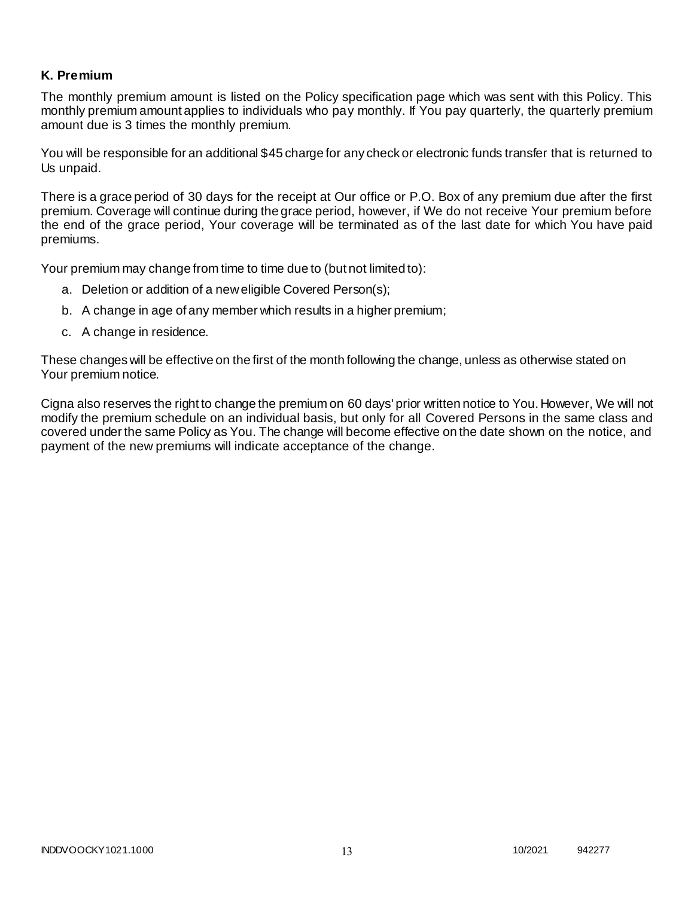**K. Premium**

The monthly premium amount is listed on the Policy specification page which was sent with this Policy. This monthly premium amount applies to individuals who pay monthly. If You pay quarterly, the quarterly premium amount due is 3 times the monthly premium.

You will be responsible for an additional $45 charge for any check or electronic funds transfer that is returned to Us unpaid.

There is a grace period of 30 days for the receipt at Our office or P.O. Box of any premium due after the first premium. Coverage will continue during the grace period, however, if We do not receive Your premium before the end of the grace period, Your coverage will be terminated as of the last date for which You have paid premiums.

Your premium may change from time to time due to (but not limited to):

a. Deletion or addition of a new eligible Covered Person(s);
b. A change in age of any member which results in a higher premium;
c. A change in residence.

These changes will be effective on the first of the month following the change, unless as otherwise stated on Your premium notice.

Cigna also reserves the right to change the premium on 60 days' prior written notice to You. However, We will not modify the premium schedule on an individual basis, but only for all Covered Persons in the same class and covered under the same Policy as You. The change will become effective on the date shown on the notice, and payment of the new premiums will indicate acceptance of the change.